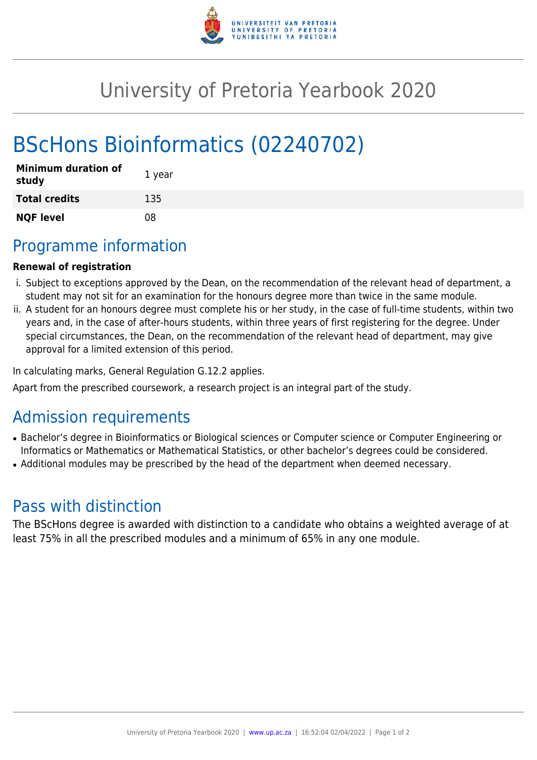# University of Pretoria Yearbook 2020

# BScHons Bioinformatics (02240702)

| **Minimum duration of study** | 1 year |
|---|---|
| **Total credits** | 135 |
| **NQF level** | 08 |

## Programme information

**Renewal of registration**

i. Subject to exceptions approved by the Dean, on the recommendation of the relevant head of department, a student may not sit for an examination for the honours degree more than twice in the same module.

ii. A student for an honours degree must complete his or her study, in the case of full-time students, within two years and, in the case of after-hours students, within three years of first registering for the degree. Under special circumstances, the Dean, on the recommendation of the relevant head of department, may give approval for a limited extension of this period.

In calculating marks, General Regulation G.12.2 applies.

Apart from the prescribed coursework, a research project is an integral part of the study.

## Admission requirements

- Bachelor's degree in Bioinformatics or Biological sciences or Computer science or Computer Engineering or Informatics or Mathematics or Mathematical Statistics, or other bachelor's degrees could be considered.
- Additional modules may be prescribed by the head of the department when deemed necessary.

## Pass with distinction

The BScHons degree is awarded with distinction to a candidate who obtains a weighted average of at least 75% in all the prescribed modules and a minimum of 65% in any one module.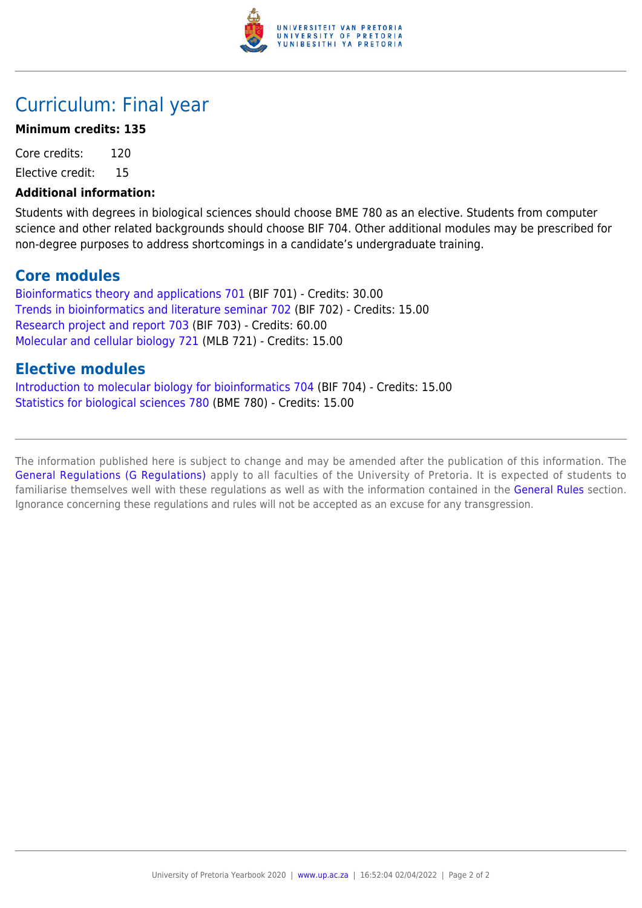# Curriculum: Final year

**Minimum credits: 135**

Core credits: 120

Elective credit: 15

**Additional information:**

Students with degrees in biological sciences should choose BME 780 as an elective. Students from computer science and other related backgrounds should choose BIF 704. Other additional modules may be prescribed for non-degree purposes to address shortcomings in a candidate's undergraduate training.

## Core modules

Bioinformatics theory and applications 701 (BIF 701) - Credits: 30.00
Trends in bioinformatics and literature seminar 702 (BIF 702) - Credits: 15.00
Research project and report 703 (BIF 703) - Credits: 60.00
Molecular and cellular biology 721 (MLB 721) - Credits: 15.00

## Elective modules

Introduction to molecular biology for bioinformatics 704 (BIF 704) - Credits: 15.00
Statistics for biological sciences 780 (BME 780) - Credits: 15.00

The information published here is subject to change and may be amended after the publication of this information. The General Regulations (G Regulations) apply to all faculties of the University of Pretoria. It is expected of students to familiarise themselves well with these regulations as well as with the information contained in the General Rules section. Ignorance concerning these regulations and rules will not be accepted as an excuse for any transgression.